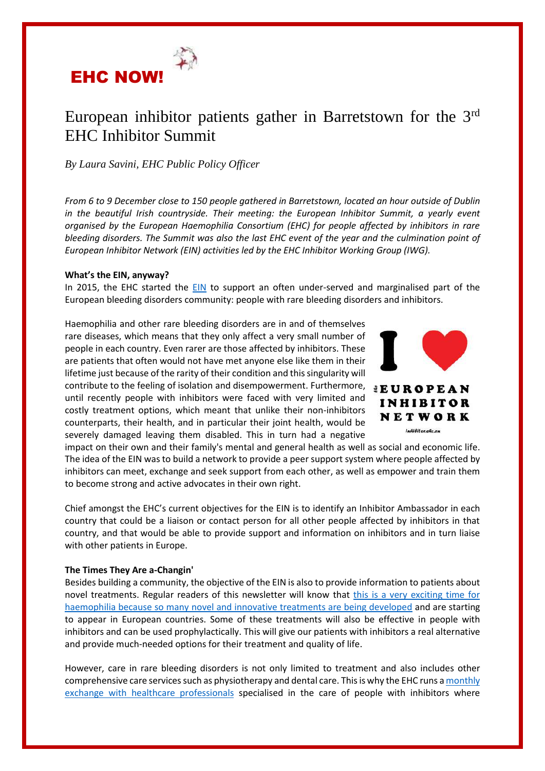# EHC NOW!

## European inhibitor patients gather in Barretstown for the 3rd EHC Inhibitor Summit

*By Laura Savini, EHC Public Policy Officer*

*From 6 to 9 December close to 150 people gathered in Barretstown, located an hour outside of Dublin in the beautiful Irish countryside. Their meeting: the European Inhibitor Summit, a yearly event organised by the European Haemophilia Consortium (EHC) for people affected by inhibitors in rare bleeding disorders. The Summit was also the last EHC event of the year and the culmination point of European Inhibitor Network (EIN) activities led by the EHC Inhibitor Working Group (IWG).*

**What's the EIN, anyway?**

In 2015, the EHC started the EIN to support an often under-served and marginalised part of the European bleeding disorders community: people with rare bleeding disorders and inhibitors.

Haemophilia and other rare bleeding disorders are in and of themselves rare diseases, which means that they only affect a very small number of people in each country. Even rarer are those affected by inhibitors. These are patients that often would not have met anyone else like them in their lifetime just because of the rarity of their condition and this singularity will contribute to the feeling of isolation and disempowerment. Furthermore, until recently people with inhibitors were faced with very limited and costly treatment options, which meant that unlike their non-inhibitors counterparts, their health, and in particular their joint health, would be severely damaged leaving them disabled. This in turn had a negative impact on their own and their family's mental and general health as well as social and economic life. The idea of the EIN was to build a network to provide a peer support system where people affected by inhibitors can meet, exchange and seek support from each other, as well as empower and train them to become strong and active advocates in their own right.

I ❤ the EUROPEAN INHIBITOR NETWORK

inhibitor.ehc.eu

Chief amongst the EHC's current objectives for the EIN is to identify an Inhibitor Ambassador in each country that could be a liaison or contact person for all other people affected by inhibitors in that country, and that would be able to provide support and information on inhibitors and in turn liaise with other patients in Europe.

**The Times They Are a-Changin'**

Besides building a community, the objective of the EIN is also to provide information to patients about novel treatments. Regular readers of this newsletter will know that this is a very exciting time for haemophilia because so many novel and innovative treatments are being developed and are starting to appear in European countries. Some of these treatments will also be effective in people with inhibitors and can be used prophylactically. This will give our patients with inhibitors a real alternative and provide much-needed options for their treatment and quality of life.

However, care in rare bleeding disorders is not only limited to treatment and also includes other comprehensive care services such as physiotherapy and dental care. This is why the EHC runs a monthly exchange with healthcare professionals specialised in the care of people with inhibitors where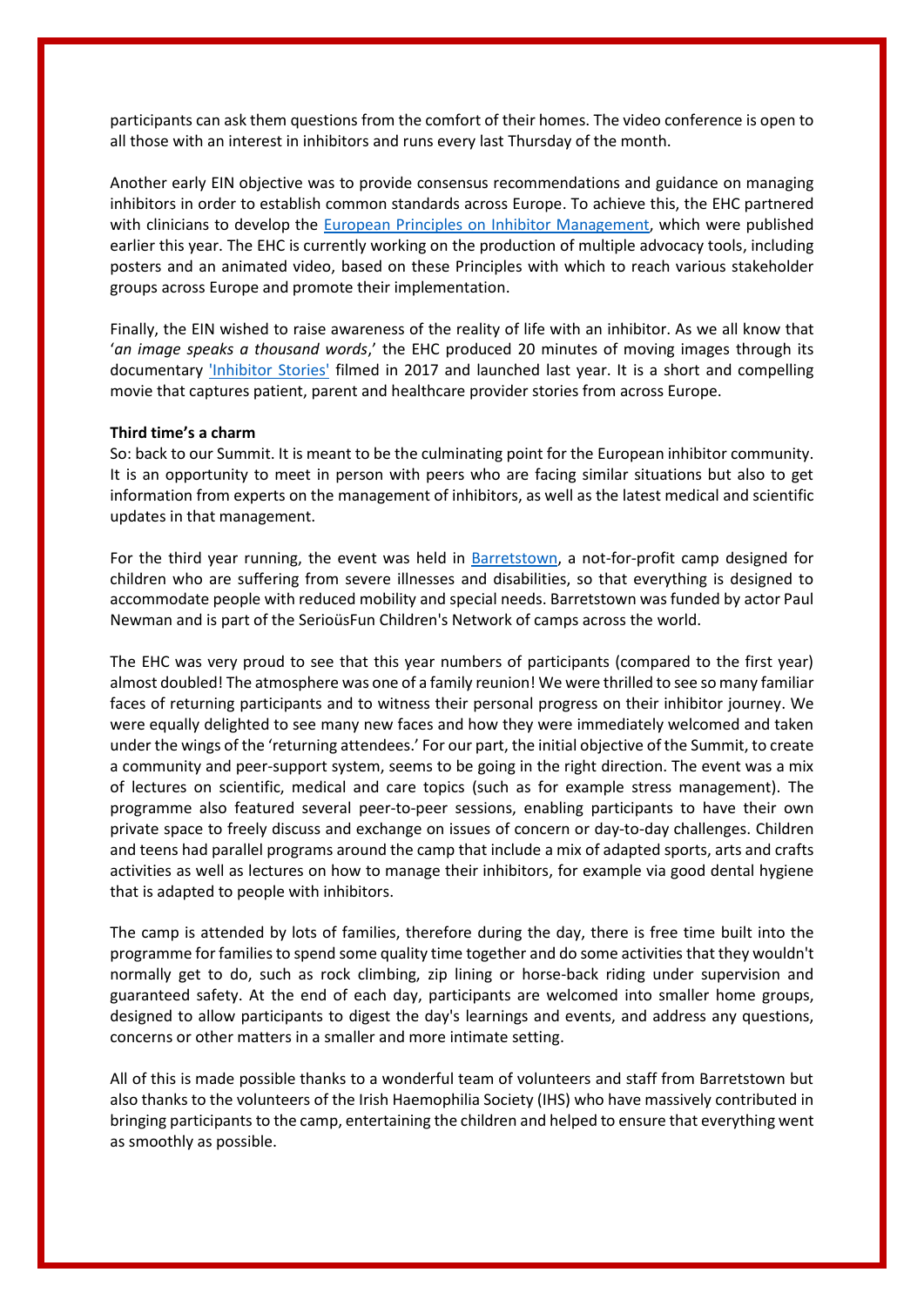participants can ask them questions from the comfort of their homes. The video conference is open to all those with an interest in inhibitors and runs every last Thursday of the month.

Another early EIN objective was to provide consensus recommendations and guidance on managing inhibitors in order to establish common standards across Europe. To achieve this, the EHC partnered with clinicians to develop the European Principles on Inhibitor Management, which were published earlier this year. The EHC is currently working on the production of multiple advocacy tools, including posters and an animated video, based on these Principles with which to reach various stakeholder groups across Europe and promote their implementation.

Finally, the EIN wished to raise awareness of the reality of life with an inhibitor. As we all know that '*an image speaks a thousand words*,' the EHC produced 20 minutes of moving images through its documentary 'Inhibitor Stories' filmed in 2017 and launched last year. It is a short and compelling movie that captures patient, parent and healthcare provider stories from across Europe.

**Third time's a charm**

So: back to our Summit. It is meant to be the culminating point for the European inhibitor community. It is an opportunity to meet in person with peers who are facing similar situations but also to get information from experts on the management of inhibitors, as well as the latest medical and scientific updates in that management.

For the third year running, the event was held in Barretstown, a not-for-profit camp designed for children who are suffering from severe illnesses and disabilities, so that everything is designed to accommodate people with reduced mobility and special needs. Barretstown was funded by actor Paul Newman and is part of the SerioüsFun Children's Network of camps across the world.

The EHC was very proud to see that this year numbers of participants (compared to the first year) almost doubled! The atmosphere was one of a family reunion! We were thrilled to see so many familiar faces of returning participants and to witness their personal progress on their inhibitor journey. We were equally delighted to see many new faces and how they were immediately welcomed and taken under the wings of the 'returning attendees.' For our part, the initial objective of the Summit, to create a community and peer-support system, seems to be going in the right direction. The event was a mix of lectures on scientific, medical and care topics (such as for example stress management). The programme also featured several peer-to-peer sessions, enabling participants to have their own private space to freely discuss and exchange on issues of concern or day-to-day challenges. Children and teens had parallel programs around the camp that include a mix of adapted sports, arts and crafts activities as well as lectures on how to manage their inhibitors, for example via good dental hygiene that is adapted to people with inhibitors.

The camp is attended by lots of families, therefore during the day, there is free time built into the programme for families to spend some quality time together and do some activities that they wouldn't normally get to do, such as rock climbing, zip lining or horse-back riding under supervision and guaranteed safety. At the end of each day, participants are welcomed into smaller home groups, designed to allow participants to digest the day's learnings and events, and address any questions, concerns or other matters in a smaller and more intimate setting.

All of this is made possible thanks to a wonderful team of volunteers and staff from Barretstown but also thanks to the volunteers of the Irish Haemophilia Society (IHS) who have massively contributed in bringing participants to the camp, entertaining the children and helped to ensure that everything went as smoothly as possible.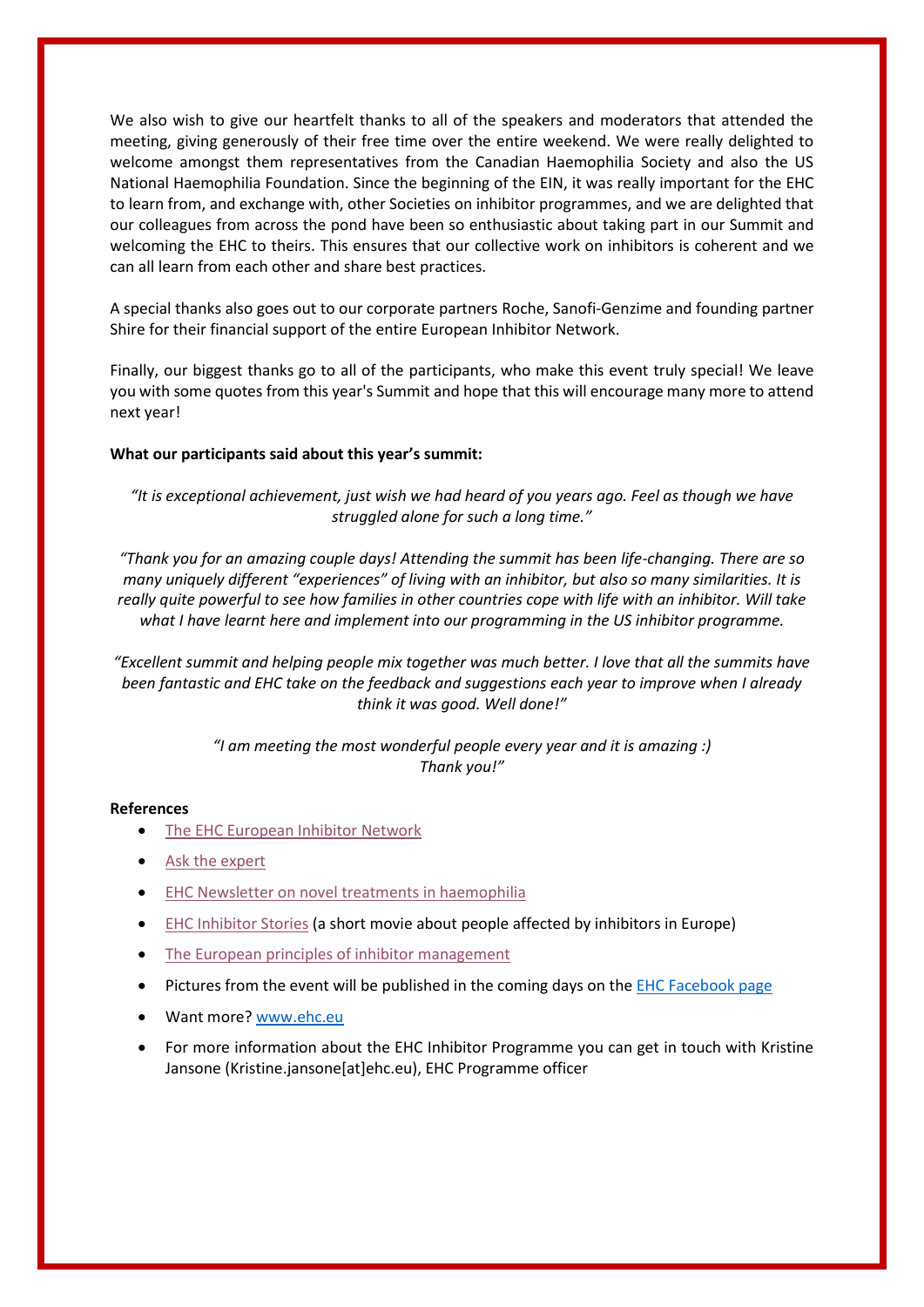We also wish to give our heartfelt thanks to all of the speakers and moderators that attended the meeting, giving generously of their free time over the entire weekend. We were really delighted to welcome amongst them representatives from the Canadian Haemophilia Society and also the US National Haemophilia Foundation. Since the beginning of the EIN, it was really important for the EHC to learn from, and exchange with, other Societies on inhibitor programmes, and we are delighted that our colleagues from across the pond have been so enthusiastic about taking part in our Summit and welcoming the EHC to theirs. This ensures that our collective work on inhibitors is coherent and we can all learn from each other and share best practices.

A special thanks also goes out to our corporate partners Roche, Sanofi-Genzime and founding partner Shire for their financial support of the entire European Inhibitor Network.

Finally, our biggest thanks go to all of the participants, who make this event truly special! We leave you with some quotes from this year's Summit and hope that this will encourage many more to attend next year!

**What our participants said about this year's summit:**

*"It is exceptional achievement, just wish we had heard of you years ago. Feel as though we have struggled alone for such a long time."*

*"Thank you for an amazing couple days! Attending the summit has been life-changing. There are so many uniquely different "experiences" of living with an inhibitor, but also so many similarities. It is really quite powerful to see how families in other countries cope with life with an inhibitor. Will take what I have learnt here and implement into our programming in the US inhibitor programme.*

*"Excellent summit and helping people mix together was much better. I love that all the summits have been fantastic and EHC take on the feedback and suggestions each year to improve when I already think it was good. Well done!"*

*"I am meeting the most wonderful people every year and it is amazing :) Thank you!"*

**References**

- The EHC European Inhibitor Network
- Ask the expert
- EHC Newsletter on novel treatments in haemophilia
- EHC Inhibitor Stories (a short movie about people affected by inhibitors in Europe)
- The European principles of inhibitor management
- Pictures from the event will be published in the coming days on the EHC Facebook page
- Want more? www.ehc.eu
- For more information about the EHC Inhibitor Programme you can get in touch with Kristine Jansone (Kristine.jansone[at]ehc.eu), EHC Programme officer